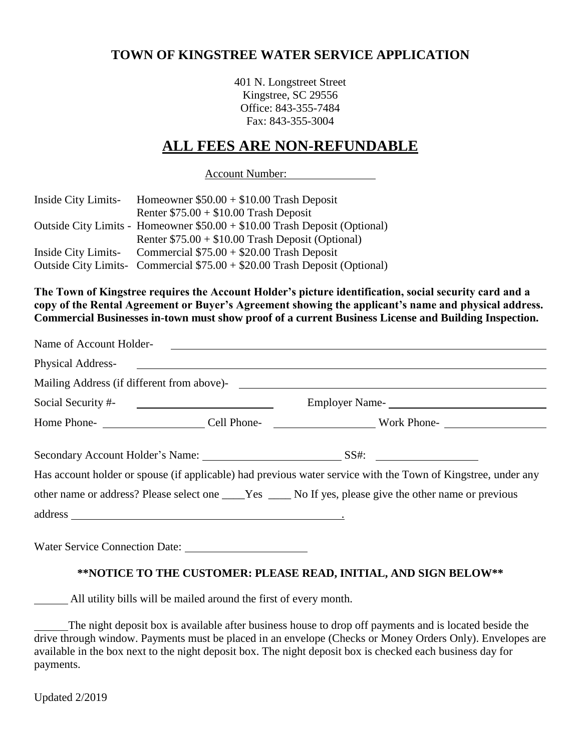# TOWN OF KINGSTREE WATER SERVICE APPLICATION

401 N. Longstreet Street
Kingstree, SC 29556
Office: 843-355-7484
Fax: 843-355-3004

## ALL FEES ARE NON-REFUNDABLE

Account Number: ______________

| | |
|---|---|
| Inside City Limits- | Homeowner $50.00 + $10.00 Trash Deposit |
| | Renter $75.00 + $10.00 Trash Deposit |
| Outside City Limits - | Homeowner $50.00 + $10.00 Trash Deposit (Optional) |
| | Renter $75.00 + $10.00 Trash Deposit (Optional) |
| Inside City Limits- | Commercial $75.00 + $20.00 Trash Deposit |
| Outside City Limits- | Commercial $75.00 + $20.00 Trash Deposit (Optional) |

**The Town of Kingstree requires the Account Holder's picture identification, social security card and a copy of the Rental Agreement or Buyer's Agreement showing the applicant's name and physical address. Commercial Businesses in-town must show proof of a current Business License and Building Inspection.**

Name of Account Holder- ______________________________________________

Physical Address- ______________________________________________

Mailing Address (if different from above)- ______________________________________________

Social Security #- ____________________ Employer Name- ____________________

Home Phone- ______________ Cell Phone- ______________ Work Phone- ______________

Secondary Account Holder's Name: ____________________ SS#: ______________

Has account holder or spouse (if applicable) had previous water service with the Town of Kingstree, under any other name or address? Please select one ____Yes ____ No If yes, please give the other name or previous address ______________________________________________.

Water Service Connection Date: ____________________

### **NOTICE TO THE CUSTOMER: PLEASE READ, INITIAL, AND SIGN BELOW**

______ All utility bills will be mailed around the first of every month.

______The night deposit box is available after business house to drop off payments and is located beside the drive through window. Payments must be placed in an envelope (Checks or Money Orders Only). Envelopes are available in the box next to the night deposit box. The night deposit box is checked each business day for payments.

Updated 2/2019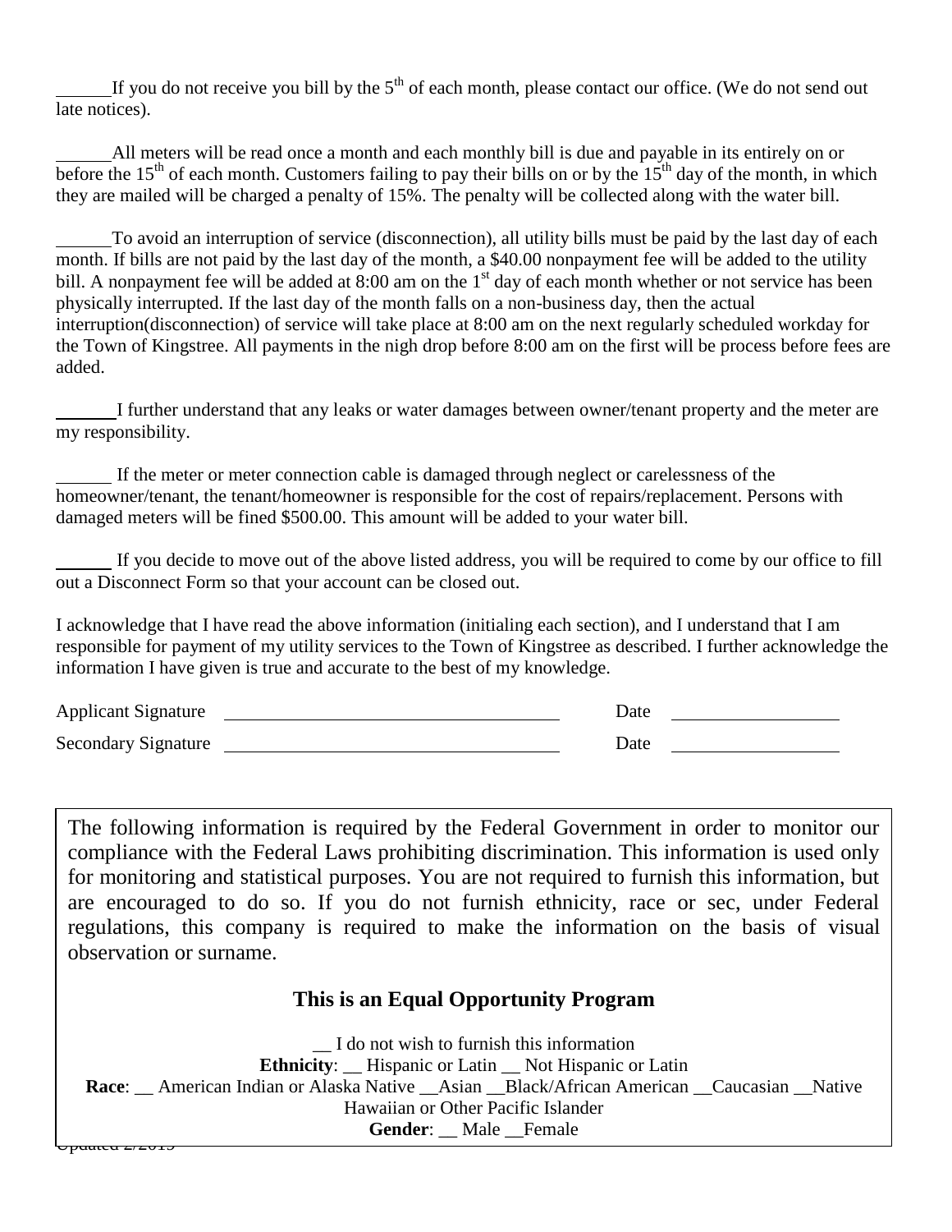______If you do not receive you bill by the 5th of each month, please contact our office. (We do not send out late notices).

______All meters will be read once a month and each monthly bill is due and payable in its entirely on or before the 15th of each month. Customers failing to pay their bills on or by the 15th day of the month, in which they are mailed will be charged a penalty of 15%. The penalty will be collected along with the water bill.

______To avoid an interruption of service (disconnection), all utility bills must be paid by the last day of each month. If bills are not paid by the last day of the month, a $40.00 nonpayment fee will be added to the utility bill. A nonpayment fee will be added at 8:00 am on the 1st day of each month whether or not service has been physically interrupted. If the last day of the month falls on a non-business day, then the actual interruption(disconnection) of service will take place at 8:00 am on the next regularly scheduled workday for the Town of Kingstree. All payments in the nigh drop before 8:00 am on the first will be process before fees are added.

______I further understand that any leaks or water damages between owner/tenant property and the meter are my responsibility.

______ If the meter or meter connection cable is damaged through neglect or carelessness of the homeowner/tenant, the tenant/homeowner is responsible for the cost of repairs/replacement. Persons with damaged meters will be fined $500.00. This amount will be added to your water bill.

______ If you decide to move out of the above listed address, you will be required to come by our office to fill out a Disconnect Form so that your account can be closed out.

I acknowledge that I have read the above information (initialing each section), and I understand that I am responsible for payment of my utility services to the Town of Kingstree as described. I further acknowledge the information I have given is true and accurate to the best of my knowledge.

Applicant Signature ______________________________ Date ______________

Secondary Signature ______________________________ Date ______________

The following information is required by the Federal Government in order to monitor our compliance with the Federal Laws prohibiting discrimination. This information is used only for monitoring and statistical purposes. You are not required to furnish this information, but are encouraged to do so. If you do not furnish ethnicity, race or sec, under Federal regulations, this company is required to make the information on the basis of visual observation or surname.

**This is an Equal Opportunity Program**

__ I do not wish to furnish this information

**Ethnicity**: __ Hispanic or Latin __ Not Hispanic or Latin

**Race**: __ American Indian or Alaska Native __Asian __Black/African American __Caucasian __Native Hawaiian or Other Pacific Islander

**Gender**: __ Male __Female

Updated 2/2015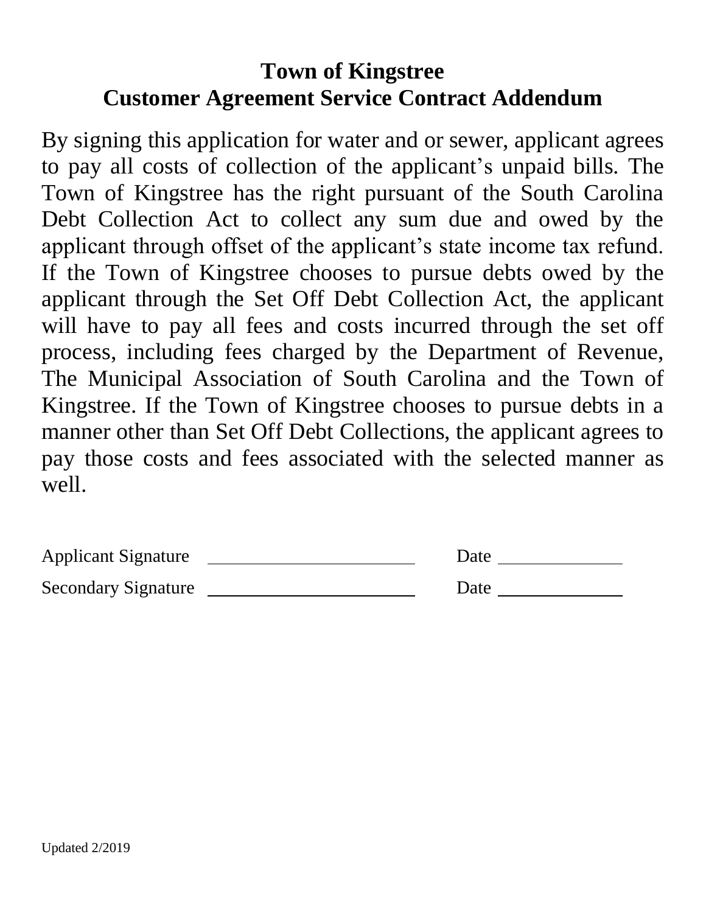# Town of Kingstree
## Customer Agreement Service Contract Addendum

By signing this application for water and or sewer, applicant agrees to pay all costs of collection of the applicant's unpaid bills. The Town of Kingstree has the right pursuant of the South Carolina Debt Collection Act to collect any sum due and owed by the applicant through offset of the applicant's state income tax refund. If the Town of Kingstree chooses to pursue debts owed by the applicant through the Set Off Debt Collection Act, the applicant will have to pay all fees and costs incurred through the set off process, including fees charged by the Department of Revenue, The Municipal Association of South Carolina and the Town of Kingstree. If the Town of Kingstree chooses to pursue debts in a manner other than Set Off Debt Collections, the applicant agrees to pay those costs and fees associated with the selected manner as well.

Applicant Signature ______________________ Date ______________

Secondary Signature ______________________ Date ______________

Updated 2/2019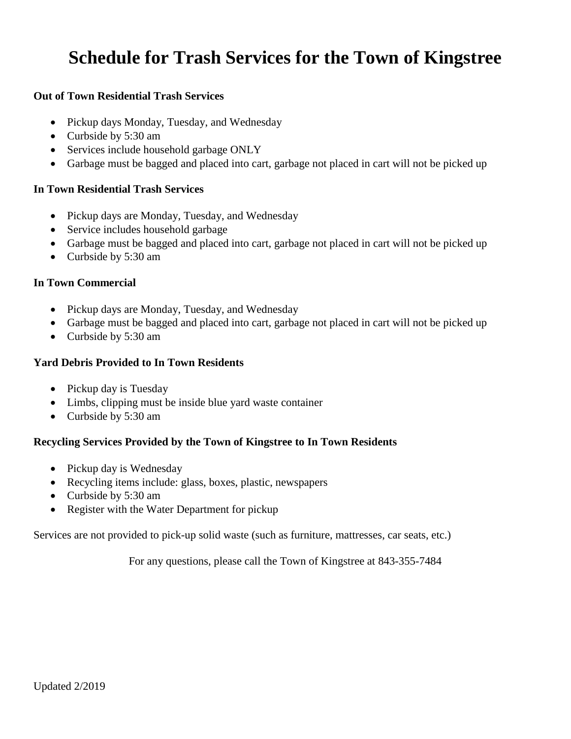# Schedule for Trash Services for the Town of Kingstree

**Out of Town Residential Trash Services**

- Pickup days Monday, Tuesday, and Wednesday
- Curbside by 5:30 am
- Services include household garbage ONLY
- Garbage must be bagged and placed into cart, garbage not placed in cart will not be picked up

**In Town Residential Trash Services**

- Pickup days are Monday, Tuesday, and Wednesday
- Service includes household garbage
- Garbage must be bagged and placed into cart, garbage not placed in cart will not be picked up
- Curbside by 5:30 am

**In Town Commercial**

- Pickup days are Monday, Tuesday, and Wednesday
- Garbage must be bagged and placed into cart, garbage not placed in cart will not be picked up
- Curbside by 5:30 am

**Yard Debris Provided to In Town Residents**

- Pickup day is Tuesday
- Limbs, clipping must be inside blue yard waste container
- Curbside by 5:30 am

**Recycling Services Provided by the Town of Kingstree to In Town Residents**

- Pickup day is Wednesday
- Recycling items include: glass, boxes, plastic, newspapers
- Curbside by 5:30 am
- Register with the Water Department for pickup

Services are not provided to pick-up solid waste (such as furniture, mattresses, car seats, etc.)

For any questions, please call the Town of Kingstree at 843-355-7484

Updated 2/2019